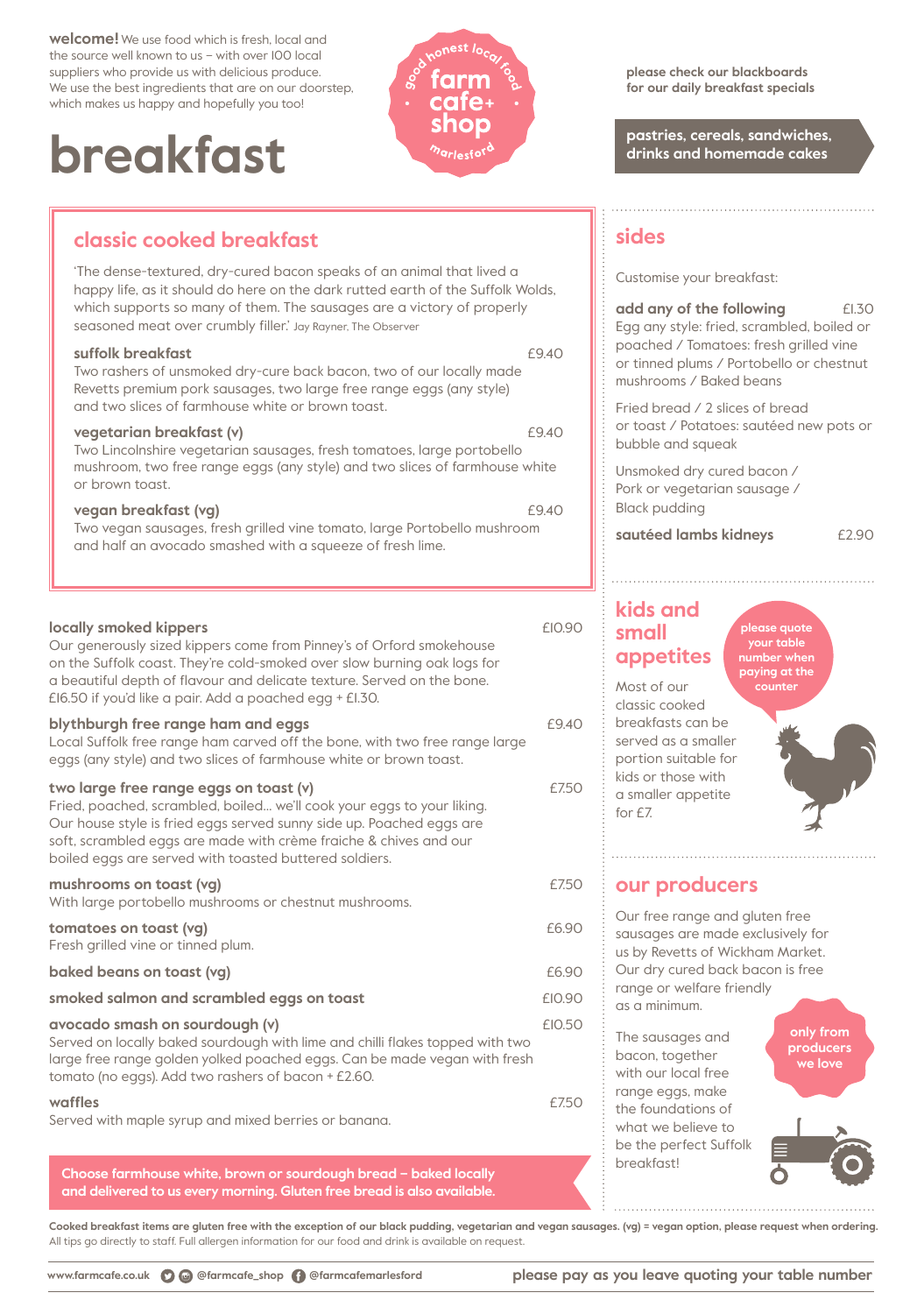**welcome!** We use food which is fresh, local and the source well known to us – with over 100 local suppliers who provide us with delicious produce. We use the best ingredients that are on our doorstep, which makes us happy and hopefully you too!

good honest local food
farm cafe+ shop
marlesford

# breakfast

please check our blackboards for our daily breakfast specials

**pastries, cereals, sandwiches, drinks and homemade cakes**

## classic cooked breakfast

'The dense-textured, dry-cured bacon speaks of an animal that lived a happy life, as it should do here on the dark rutted earth of the Suffolk Wolds, which supports so many of them. The sausages are a victory of properly seasoned meat over crumbly filler.' Jay Rayner, The Observer

**suffolk breakfast** £9.40
Two rashers of unsmoked dry-cure back bacon, two of our locally made Revetts premium pork sausages, two large free range eggs (any style) and two slices of farmhouse white or brown toast.

**vegetarian breakfast (v)** £9.40
Two Lincolnshire vegetarian sausages, fresh tomatoes, large portobello mushroom, two free range eggs (any style) and two slices of farmhouse white or brown toast.

**vegan breakfast (vg)** £9.40
Two vegan sausages, fresh grilled vine tomato, large Portobello mushroom and half an avocado smashed with a squeeze of fresh lime.

**locally smoked kippers** £10.90
Our generously sized kippers come from Pinney's of Orford smokehouse on the Suffolk coast. They're cold-smoked over slow burning oak logs for a beautiful depth of flavour and delicate texture. Served on the bone. £16.50 if you'd like a pair. Add a poached egg + £1.30.

**blythburgh free range ham and eggs** £9.40
Local Suffolk free range ham carved off the bone, with two free range large eggs (any style) and two slices of farmhouse white or brown toast.

**two large free range eggs on toast (v)** £7.50
Fried, poached, scrambled, boiled... we'll cook your eggs to your liking. Our house style is fried eggs served sunny side up. Poached eggs are soft, scrambled eggs are made with crème fraiche & chives and our boiled eggs are served with toasted buttered soldiers.

**mushrooms on toast (vg)** £7.50
With large portobello mushrooms or chestnut mushrooms.

**tomatoes on toast (vg)** £6.90
Fresh grilled vine or tinned plum.

**baked beans on toast (vg)** £6.90

**smoked salmon and scrambled eggs on toast** £10.90

**avocado smash on sourdough (v)** £10.50
Served on locally baked sourdough with lime and chilli flakes topped with two large free range golden yolked poached eggs. Can be made vegan with fresh tomato (no eggs). Add two rashers of bacon + £2.60.

**waffles** £7.50
Served with maple syrup and mixed berries or banana.

**Choose farmhouse white, brown or sourdough bread – baked locally and delivered to us every morning. Gluten free bread is also available.**

## sides

Customise your breakfast:

**add any of the following** £1.30
Egg any style: fried, scrambled, boiled or poached / Tomatoes: fresh grilled vine or tinned plums / Portobello or chestnut mushrooms / Baked beans

Fried bread / 2 slices of bread or toast / Potatoes: sautéed new pots or bubble and squeak

Unsmoked dry cured bacon / Pork or vegetarian sausage / Black pudding

**sautéed lambs kidneys** £2.90

## kids and small appetites

please quote your table number when paying at the counter

Most of our classic cooked breakfasts can be served as a smaller portion suitable for kids or those with a smaller appetite for £7.

## our producers

Our free range and gluten free sausages are made exclusively for us by Revetts of Wickham Market. Our dry cured back bacon is free range or welfare friendly as a minimum.

only from producers we love

The sausages and bacon, together with our local free range eggs, make the foundations of what we believe to be the perfect Suffolk breakfast!

**Cooked breakfast items are gluten free with the exception of our black pudding, vegetarian and vegan sausages. (vg) = vegan option, please request when ordering.**
All tips go directly to staff. Full allergen information for our food and drink is available on request.

www.farmcafe.co.uk @farmcafe_shop @farmcafemarlesford

**please pay as you leave quoting your table number**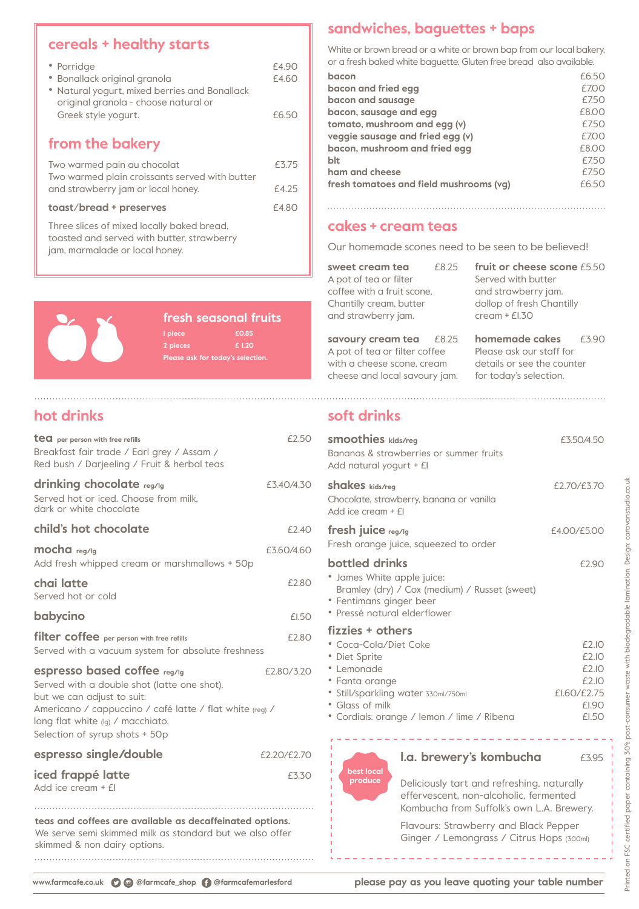## cereals + healthy starts

- Porridge £4.90
- Bonallack original granola £4.60
- Natural yogurt, mixed berries and Bonallack original granola - choose natural or Greek style yogurt. £6.50

## from the bakery

Two warmed pain au chocolat £3.75

Two warmed plain croissants served with butter and strawberry jam or local honey. £4.25

**toast/bread + preserves** £4.80

Three slices of mixed locally baked bread, toasted and served with butter, strawberry jam, marmalade or local honey.

## fresh seasonal fruits

| | |
|---|---|
| 1 piece | £0.85 |
| 2 pieces | £ 1.20 |

Please ask for today's selection.

## sandwiches, baguettes + baps

White or brown bread or a white or brown bap from our local bakery, or a fresh baked white baguette. Gluten free bread also available.

| | |
|---|---|
| **bacon** | £6.50 |
| **bacon and fried egg** | £7.00 |
| **bacon and sausage** | £7.50 |
| **bacon, sausage and egg** | £8.00 |
| **tomato, mushroom and egg (v)** | £7.50 |
| **veggie sausage and fried egg (v)** | £7.00 |
| **bacon, mushroom and fried egg** | £8.00 |
| **blt** | £7.50 |
| **ham and cheese** | £7.50 |
| **fresh tomatoes and field mushrooms (vg)** | £6.50 |

## cakes + cream teas

Our homemade scones need to be seen to be believed!

**sweet cream tea** £8.25
A pot of tea or filter coffee with a fruit scone, Chantilly cream, butter and strawberry jam.

**savoury cream tea** £8.25
A pot of tea or filter coffee with a cheese scone, cream cheese and local savoury jam.

**fruit or cheese scone** £5.50
Served with butter and strawberry jam. dollop of fresh Chantilly cream + £1.30

**homemade cakes** £3.90
Please ask our staff for details or see the counter for today's selection.

## hot drinks

**tea** per person with free refills £2.50
Breakfast fair trade / Earl grey / Assam / Red bush / Darjeeling / Fruit & herbal teas

**drinking chocolate** reg/lg £3.40/4.30
Served hot or iced. Choose from milk, dark or white chocolate

**child's hot chocolate** £2.40

**mocha** reg/lg £3.60/4.60
Add fresh whipped cream or marshmallows + 50p

**chai latte** £2.80
Served hot or cold

**babycino** £1.50

**filter coffee** per person with free refills £2.80
Served with a vacuum system for absolute freshness

**espresso based coffee** reg/lg £2.80/3.20
Served with a double shot (latte one shot), but we can adjust to suit:
Americano / cappuccino / café latte / flat white (reg) / long flat white (lg) / macchiato.
Selection of syrup shots + 50p

**espresso single/double** £2.20/£2.70

**iced frappé latte** £3.30
Add ice cream + £1

**teas and coffees are available as decaffeinated options.**
We serve semi skimmed milk as standard but we also offer skimmed & non dairy options.

## soft drinks

**smoothies** kids/reg £3.50/4.50
Bananas & strawberries or summer fruits
Add natural yogurt + £1

**shakes** kids/reg £2.70/£3.70
Chocolate, strawberry, banana or vanilla
Add ice cream + £1

**fresh juice** reg/lg £4.00/£5.00
Fresh orange juice, squeezed to order

**bottled drinks** £2.90
- James White apple juice: Bramley (dry) / Cox (medium) / Russet (sweet)
- Fentimans ginger beer
- Pressé natural elderflower

**fizzies + others**
- Coca-Cola/Diet Coke £2.10
- Diet Sprite £2.10
- Lemonade £2.10
- Fanta orange £2.10
- Still/sparkling water 330ml/750ml £1.60/£2.75
- Glass of milk £1.90
- Cordials: orange / lemon / lime / Ribena £1.50

**best local produce**

**l.a. brewery's kombucha** £3.95
Deliciously tart and refreshing, naturally effervescent, non-alcoholic, fermented Kombucha from Suffolk's own L.A. Brewery.
Flavours: Strawberry and Black Pepper Ginger / Lemongrass / Citrus Hops (300ml)

www.farmcafe.co.uk @farmcafe_shop @farmcafemarlesford

**please pay as you leave quoting your table number**

Printed on FSC certified paper containing 30% post-consumer waste with biodegradable lamination. Design: caravanstudio.co.uk